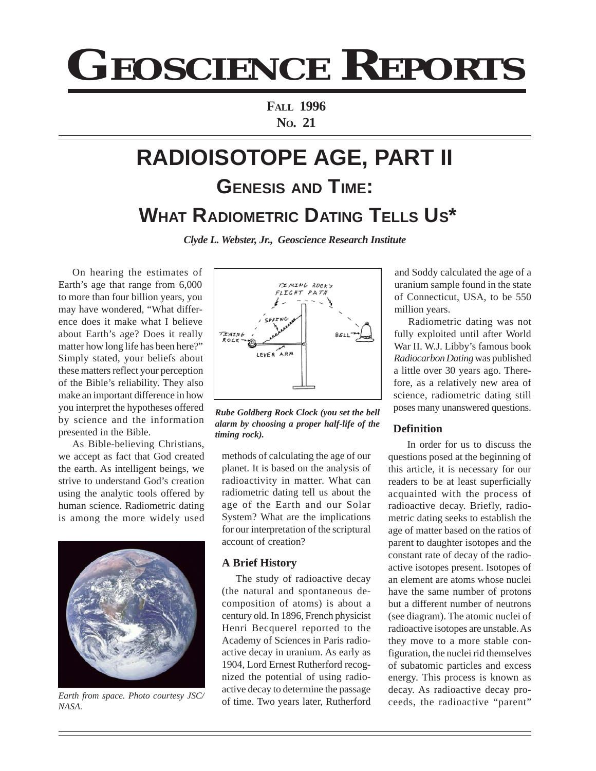# GEOSCIENCE REPORTS

**FALL 1996**
**NO. 21**

# RADIOISOTOPE AGE, PART II

## GENESIS AND TIME: WHAT RADIOMETRIC DATING TELLS US*

***Clyde L. Webster, Jr., Geoscience Research Institute***

On hearing the estimates of Earth's age that range from 6,000 to more than four billion years, you may have wondered, "What difference does it make what I believe about Earth's age? Does it really matter how long life has been here?" Simply stated, your beliefs about these matters reflect your perception of the Bible's reliability. They also make an important difference in how you interpret the hypotheses offered by science and the information presented in the Bible.

As Bible-believing Christians, we accept as fact that God created the earth. As intelligent beings, we strive to understand God's creation using the analytic tools offered by human science. Radiometric dating is among the more widely used methods of calculating the age of our planet. It is based on the analysis of radioactivity in matter. What can radiometric dating tell us about the age of the Earth and our Solar System? What are the implications for our interpretation of the scriptural account of creation?

*Earth from space. Photo courtesy JSC/NASA.*

*Rube Goldberg Rock Clock (you set the bell alarm by choosing a proper half-life of the timing rock).*

### A Brief History

The study of radioactive decay (the natural and spontaneous decomposition of atoms) is about a century old. In 1896, French physicist Henri Becquerel reported to the Academy of Sciences in Paris radioactive decay in uranium. As early as 1904, Lord Ernest Rutherford recognized the potential of using radioactive decay to determine the passage of time. Two years later, Rutherford and Soddy calculated the age of a uranium sample found in the state of Connecticut, USA, to be 550 million years.

Radiometric dating was not fully exploited until after World War II. W.J. Libby's famous book *Radiocarbon Dating* was published a little over 30 years ago. Therefore, as a relatively new area of science, radiometric dating still poses many unanswered questions.

### Definition

In order for us to discuss the questions posed at the beginning of this article, it is necessary for our readers to be at least superficially acquainted with the process of radioactive decay. Briefly, radiometric dating seeks to establish the age of matter based on the ratios of parent to daughter isotopes and the constant rate of decay of the radioactive isotopes present. Isotopes of an element are atoms whose nuclei have the same number of protons but a different number of neutrons (see diagram). The atomic nuclei of radioactive isotopes are unstable. As they move to a more stable configuration, the nuclei rid themselves of subatomic particles and excess energy. This process is known as decay. As radioactive decay proceeds, the radioactive "parent"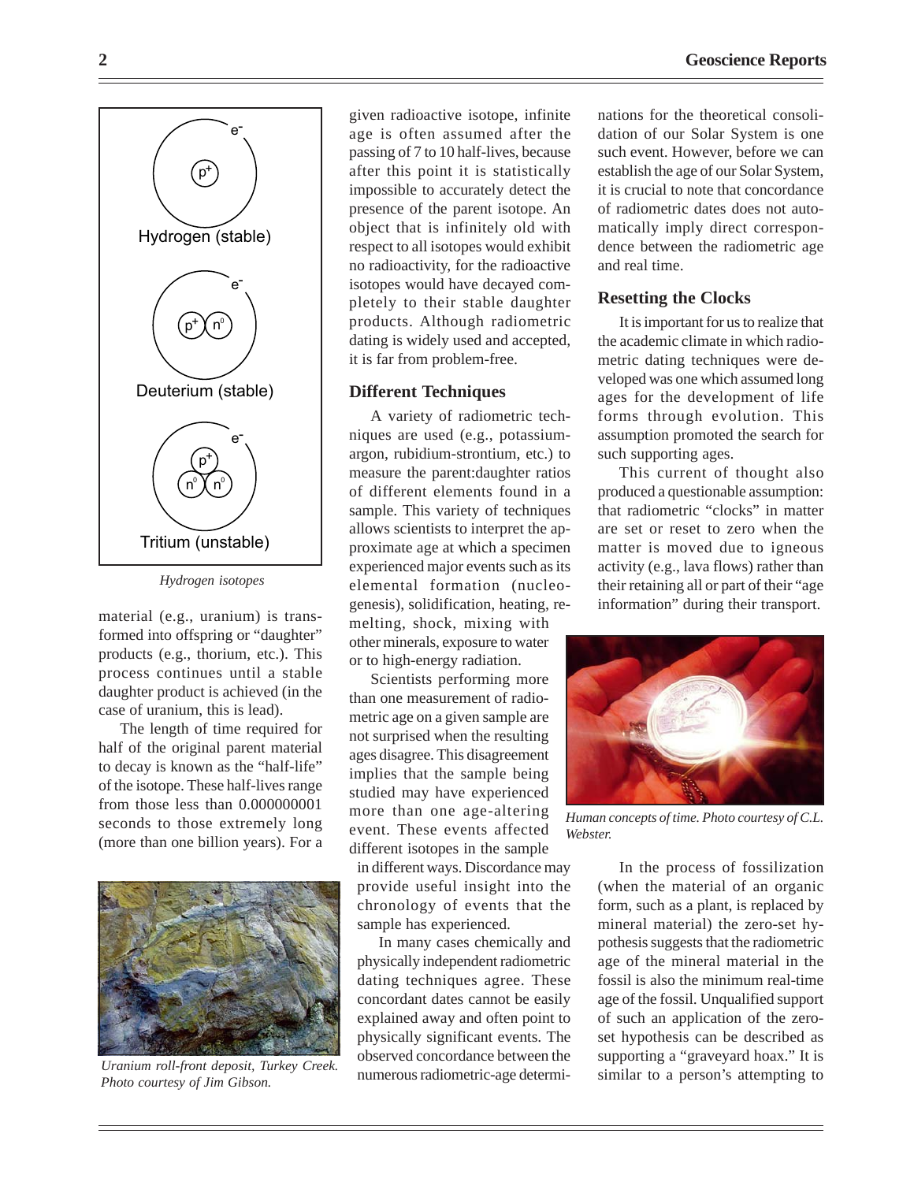Hydrogen (stable)

Deuterium (stable)

Tritium (unstable)

*Hydrogen isotopes*

material (e.g., uranium) is transformed into offspring or "daughter" products (e.g., thorium, etc.). This process continues until a stable daughter product is achieved (in the case of uranium, this is lead).

The length of time required for half of the original parent material to decay is known as the "half-life" of the isotope. These half-lives range from those less than 0.000000001 seconds to those extremely long (more than one billion years). For a given radioactive isotope, infinite age is often assumed after the passing of 7 to 10 half-lives, because after this point it is statistically impossible to accurately detect the presence of the parent isotope. An object that is infinitely old with respect to all isotopes would exhibit no radioactivity, for the radioactive isotopes would have decayed completely to their stable daughter products. Although radiometric dating is widely used and accepted, it is far from problem-free.

*Uranium roll-front deposit, Turkey Creek. Photo courtesy of Jim Gibson.*

## Different Techniques

A variety of radiometric techniques are used (e.g., potassium-argon, rubidium-strontium, etc.) to measure the parent:daughter ratios of different elements found in a sample. This variety of techniques allows scientists to interpret the approximate age at which a specimen experienced major events such as its elemental formation (nucleogenesis), solidification, heating, remelting, shock, mixing with other minerals, exposure to water or to high-energy radiation.

Scientists performing more than one measurement of radiometric age on a given sample are not surprised when the resulting ages disagree. This disagreement implies that the sample being studied may have experienced more than one age-altering event. These events affected different isotopes in the sample in different ways. Discordance may provide useful insight into the chronology of events that the sample has experienced.

In many cases chemically and physically independent radiometric dating techniques agree. These concordant dates cannot be easily explained away and often point to physically significant events. The observed concordance between the numerous radiometric-age determinations for the theoretical consolidation of our Solar System is one such event. However, before we can establish the age of our Solar System, it is crucial to note that concordance of radiometric dates does not automatically imply direct correspondence between the radiometric age and real time.

## Resetting the Clocks

It is important for us to realize that the academic climate in which radiometric dating techniques were developed was one which assumed long ages for the development of life forms through evolution. This assumption promoted the search for such supporting ages.

This current of thought also produced a questionable assumption: that radiometric "clocks" in matter are set or reset to zero when the matter is moved due to igneous activity (e.g., lava flows) rather than their retaining all or part of their "age information" during their transport.

*Human concepts of time. Photo courtesy of C.L. Webster.*

In the process of fossilization (when the material of an organic form, such as a plant, is replaced by mineral material) the zero-set hypothesis suggests that the radiometric age of the mineral material in the fossil is also the minimum real-time age of the fossil. Unqualified support of such an application of the zero-set hypothesis can be described as supporting a "graveyard hoax." It is similar to a person's attempting to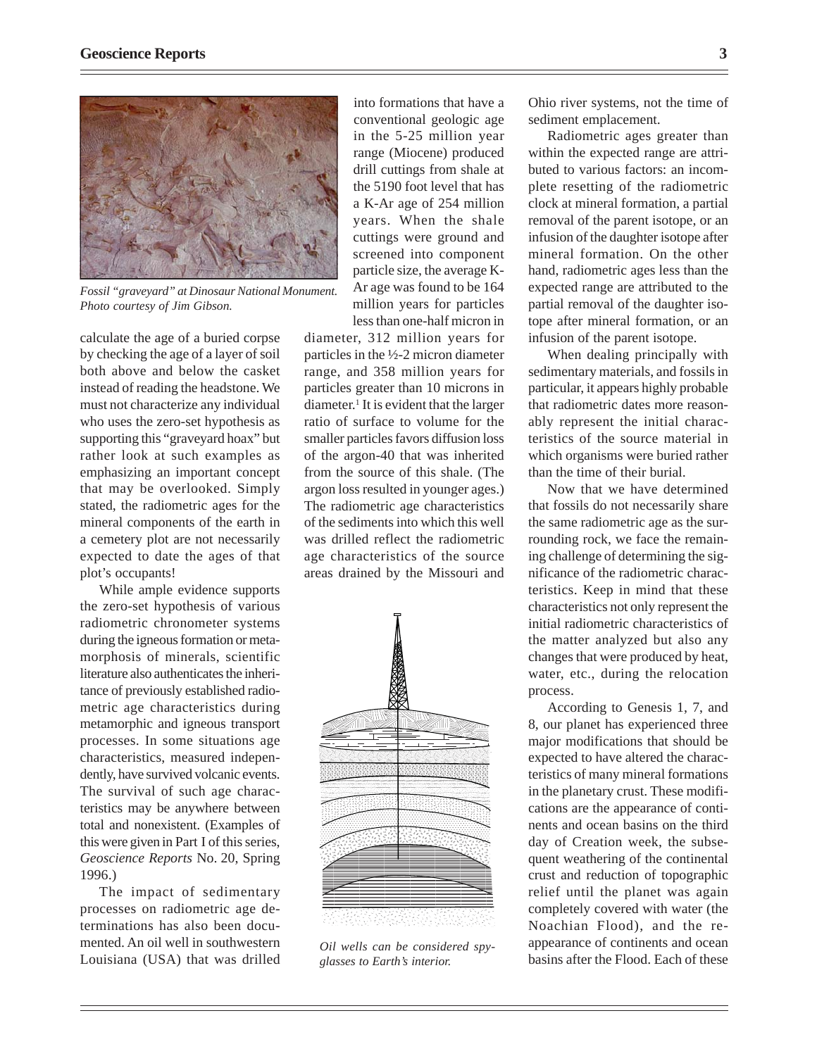*Fossil "graveyard" at Dinosaur National Monument. Photo courtesy of Jim Gibson.*

calculate the age of a buried corpse by checking the age of a layer of soil both above and below the casket instead of reading the headstone. We must not characterize any individual who uses the zero-set hypothesis as supporting this "graveyard hoax" but rather look at such examples as emphasizing an important concept that may be overlooked. Simply stated, the radiometric ages for the mineral components of the earth in a cemetery plot are not necessarily expected to date the ages of that plot's occupants!

While ample evidence supports the zero-set hypothesis of various radiometric chronometer systems during the igneous formation or metamorphosis of minerals, scientific literature also authenticates the inheritance of previously established radiometric age characteristics during metamorphic and igneous transport processes. In some situations age characteristics, measured independently, have survived volcanic events. The survival of such age characteristics may be anywhere between total and nonexistent. (Examples of this were given in Part I of this series, *Geoscience Reports* No. 20, Spring 1996.)

The impact of sedimentary processes on radiometric age determinations has also been documented. An oil well in southwestern Louisiana (USA) that was drilled into formations that have a conventional geologic age in the 5-25 million year range (Miocene) produced drill cuttings from shale at the 5190 foot level that has a K-Ar age of 254 million years. When the shale cuttings were ground and screened into component particle size, the average K-Ar age was found to be 164 million years for particles less than one-half micron in diameter, 312 million years for particles in the ½-2 micron diameter range, and 358 million years for particles greater than 10 microns in diameter.[1] It is evident that the larger ratio of surface to volume for the smaller particles favors diffusion loss of the argon-40 that was inherited from the source of this shale. (The argon loss resulted in younger ages.) The radiometric age characteristics of the sediments into which this well was drilled reflect the radiometric age characteristics of the source areas drained by the Missouri and Ohio river systems, not the time of sediment emplacement.

*Oil wells can be considered spy-glasses to Earth's interior.*

Radiometric ages greater than within the expected range are attributed to various factors: an incomplete resetting of the radiometric clock at mineral formation, a partial removal of the parent isotope, or an infusion of the daughter isotope after mineral formation. On the other hand, radiometric ages less than the expected range are attributed to the partial removal of the daughter isotope after mineral formation, or an infusion of the parent isotope.

When dealing principally with sedimentary materials, and fossils in particular, it appears highly probable that radiometric dates more reasonably represent the initial characteristics of the source material in which organisms were buried rather than the time of their burial.

Now that we have determined that fossils do not necessarily share the same radiometric age as the surrounding rock, we face the remaining challenge of determining the significance of the radiometric characteristics. Keep in mind that these characteristics not only represent the initial radiometric characteristics of the matter analyzed but also any changes that were produced by heat, water, etc., during the relocation process.

According to Genesis 1, 7, and 8, our planet has experienced three major modifications that should be expected to have altered the characteristics of many mineral formations in the planetary crust. These modifications are the appearance of continents and ocean basins on the third day of Creation week, the subsequent weathering of the continental crust and reduction of topographic relief until the planet was again completely covered with water (the Noachian Flood), and the reappearance of continents and ocean basins after the Flood. Each of these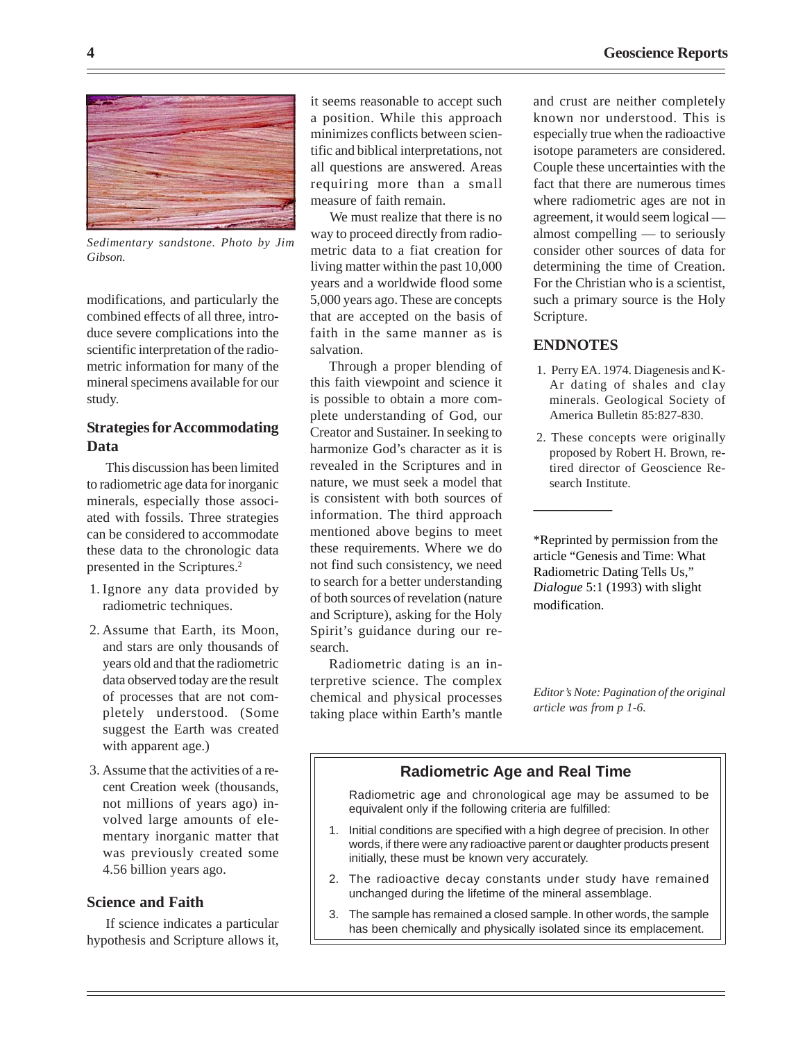*Sedimentary sandstone. Photo by Jim Gibson.*

modifications, and particularly the combined effects of all three, introduce severe complications into the scientific interpretation of the radiometric information for many of the mineral specimens available for our study.

### Strategies for Accommodating Data

This discussion has been limited to radiometric age data for inorganic minerals, especially those associated with fossils. Three strategies can be considered to accommodate these data to the chronologic data presented in the Scriptures.[2]

1. Ignore any data provided by radiometric techniques.
2. Assume that Earth, its Moon, and stars are only thousands of years old and that the radiometric data observed today are the result of processes that are not completely understood. (Some suggest the Earth was created with apparent age.)
3. Assume that the activities of a recent Creation week (thousands, not millions of years ago) involved large amounts of elementary inorganic matter that was previously created some 4.56 billion years ago.

### Science and Faith

If science indicates a particular hypothesis and Scripture allows it, it seems reasonable to accept such a position. While this approach minimizes conflicts between scientific and biblical interpretations, not all questions are answered. Areas requiring more than a small measure of faith remain.

We must realize that there is no way to proceed directly from radiometric data to a fiat creation for living matter within the past 10,000 years and a worldwide flood some 5,000 years ago. These are concepts that are accepted on the basis of faith in the same manner as is salvation.

Through a proper blending of this faith viewpoint and science it is possible to obtain a more complete understanding of God, our Creator and Sustainer. In seeking to harmonize God's character as it is revealed in the Scriptures and in nature, we must seek a model that is consistent with both sources of information. The third approach mentioned above begins to meet these requirements. Where we do not find such consistency, we need to search for a better understanding of both sources of revelation (nature and Scripture), asking for the Holy Spirit's guidance during our research.

Radiometric dating is an interpretive science. The complex chemical and physical processes taking place within Earth's mantle and crust are neither completely known nor understood. This is especially true when the radioactive isotope parameters are considered. Couple these uncertainties with the fact that there are numerous times where radiometric ages are not in agreement, it would seem logical — almost compelling — to seriously consider other sources of data for determining the time of Creation. For the Christian who is a scientist, such a primary source is the Holy Scripture.

### ENDNOTES

1. Perry EA. 1974. Diagenesis and K-Ar dating of shales and clay minerals. Geological Society of America Bulletin 85:827-830.
2. These concepts were originally proposed by Robert H. Brown, retired director of Geoscience Research Institute.

---

*Reprinted by permission from the article "Genesis and Time: What Radiometric Dating Tells Us," *Dialogue* 5:1 (1993) with slight modification.

*Editor's Note: Pagination of the original article was from p 1-6.*

### Radiometric Age and Real Time

Radiometric age and chronological age may be assumed to be equivalent only if the following criteria are fulfilled:

1. Initial conditions are specified with a high degree of precision. In other words, if there were any radioactive parent or daughter products present initially, these must be known very accurately.
2. The radioactive decay constants under study have remained unchanged during the lifetime of the mineral assemblage.
3. The sample has remained a closed sample. In other words, the sample has been chemically and physically isolated since its emplacement.